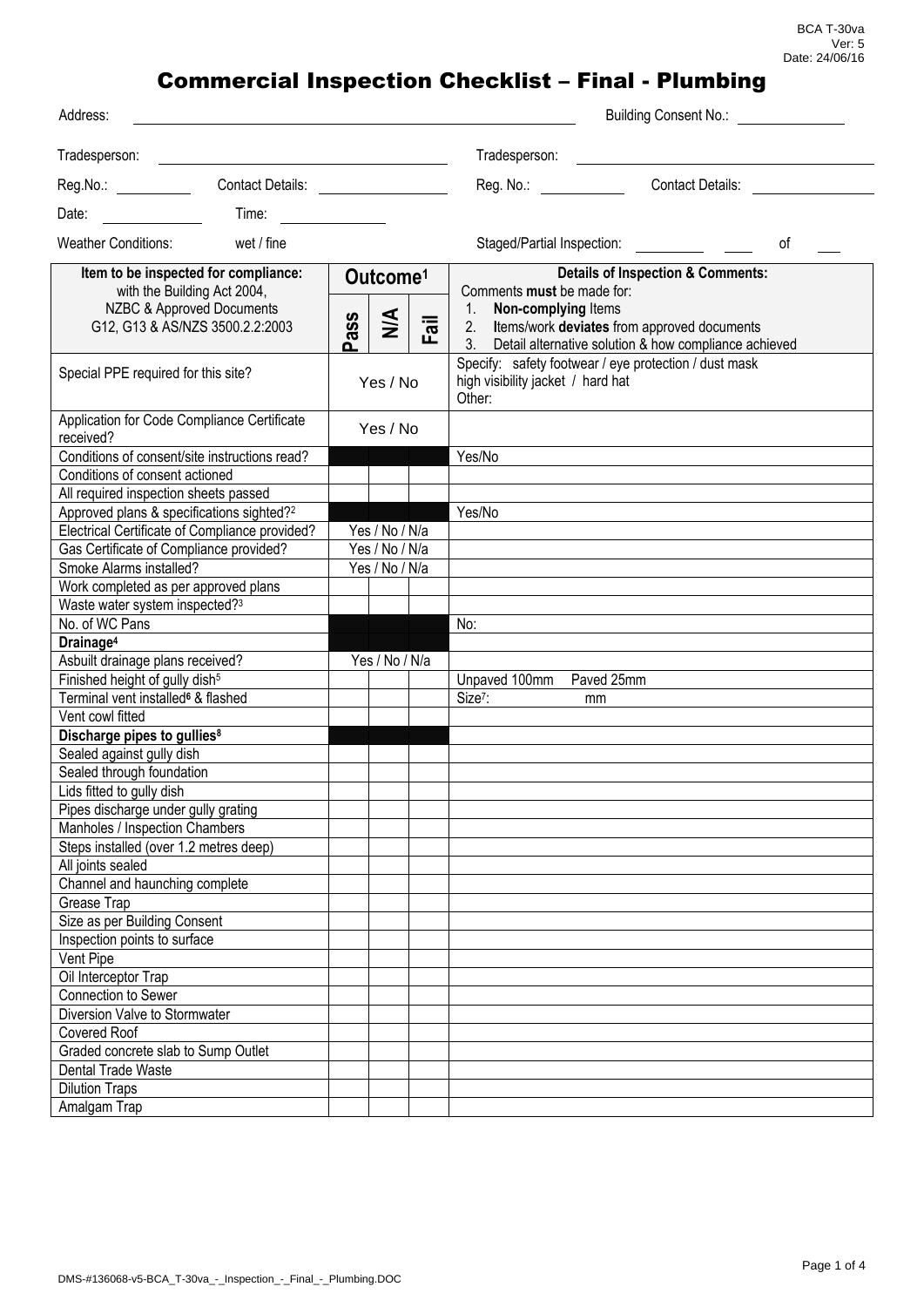BCA T-30va
Ver: 5
Date: 24/06/16

# Commercial Inspection Checklist – Final - Plumbing

Address: ______________________ Building Consent No.: ____________

Tradesperson: ______________________ Tradesperson: ______________________

Reg.No.: ________ Contact Details: ____________ Reg. No.: ________ Contact Details: ____________

Date: ________ Time: ________

Weather Conditions: wet / fine Staged/Partial Inspection: ________ ____ of ____

| Item to be inspected for compliance: with the Building Act 2004, NZBC & Approved Documents G12, G13 & AS/NZS 3500.2.2:2003 | Outcome[1] | | | Details of Inspection & Comments: Comments **must** be made for: 1. **Non-complying** Items 2. Items/work **deviates** from approved documents 3. Detail alternative solution & how compliance achieved |
|---|---|---|---|---|
| | Pass | N/A | Fail | |
| Special PPE required for this site? | Yes / No | | | Specify: safety footwear / eye protection / dust mask high visibility jacket / hard hat Other: |
| Application for Code Compliance Certificate received? | Yes / No | | | |
| Conditions of consent/site instructions read? | | | | Yes/No |
| Conditions of consent actioned | | | | |
| All required inspection sheets passed | | | | |
| Approved plans & specifications sighted?[2] | | | | Yes/No |
| Electrical Certificate of Compliance provided? | Yes / No / N/a | | | |
| Gas Certificate of Compliance provided? | Yes / No / N/a | | | |
| Smoke Alarms installed? | Yes / No / N/a | | | |
| Work completed as per approved plans | | | | |
| Waste water system inspected?[3] | | | | |
| No. of WC Pans | | | | No: |
| **Drainage[4]** | | | | |
| Asbuilt drainage plans received? | Yes / No / N/a | | | |
| Finished height of gully dish[5] | | | | Unpaved 100mm Paved 25mm |
| Terminal vent installed[6] & flashed | | | | Size[7]: mm |
| Vent cowl fitted | | | | |
| **Discharge pipes to gullies[8]** | | | | |
| Sealed against gully dish | | | | |
| Sealed through foundation | | | | |
| Lids fitted to gully dish | | | | |
| Pipes discharge under gully grating | | | | |
| Manholes / Inspection Chambers | | | | |
| Steps installed (over 1.2 metres deep) | | | | |
| All joints sealed | | | | |
| Channel and haunching complete | | | | |
| Grease Trap | | | | |
| Size as per Building Consent | | | | |
| Inspection points to surface | | | | |
| Vent Pipe | | | | |
| Oil Interceptor Trap | | | | |
| Connection to Sewer | | | | |
| Diversion Valve to Stormwater | | | | |
| Covered Roof | | | | |
| Graded concrete slab to Sump Outlet | | | | |
| Dental Trade Waste | | | | |
| Dilution Traps | | | | |
| Amalgam Trap | | | | |

DMS-#136068-v5-BCA_T-30va_-_Inspection_-_Final_-_Plumbing.DOC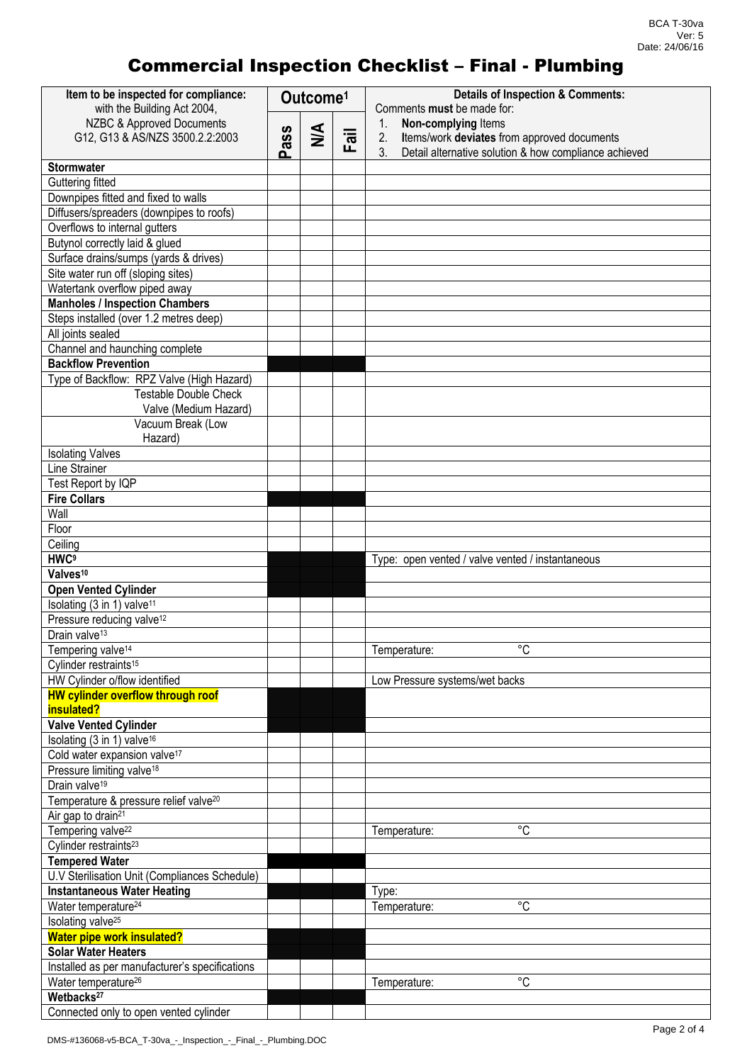BCA T-30va
Ver: 5
Date: 24/06/16

# Commercial Inspection Checklist – Final - Plumbing

| **Item to be inspected for compliance:** with the Building Act 2004, NZBC & Approved Documents G12, G13 & AS/NZS 3500.2.2:2003 | **Outcome[1]** | | | **Details of Inspection & Comments:** Comments **must** be made for: 1. **Non-complying** Items 2. Items/work **deviates** from approved documents 3. Detail alternative solution & how compliance achieved |
|---|---|---|---|---|
| | **Pass** | **N/A** | **Fail** | |
| **Stormwater** | | | | |
| Guttering fitted | | | | |
| Downpipes fitted and fixed to walls | | | | |
| Diffusers/spreaders (downpipes to roofs) | | | | |
| Overflows to internal gutters | | | | |
| Butynol correctly laid & glued | | | | |
| Surface drains/sumps (yards & drives) | | | | |
| Site water run off (sloping sites) | | | | |
| Watertank overflow piped away | | | | |
| **Manholes / Inspection Chambers** | | | | |
| Steps installed (over 1.2 metres deep) | | | | |
| All joints sealed | | | | |
| Channel and haunching complete | | | | |
| **Backflow Prevention** | | | | |
| Type of Backflow: RPZ Valve (High Hazard) | | | | |
| Testable Double Check Valve (Medium Hazard) | | | | |
| Vacuum Break (Low Hazard) | | | | |
| Isolating Valves | | | | |
| Line Strainer | | | | |
| Test Report by IQP | | | | |
| **Fire Collars** | | | | |
| Wall | | | | |
| Floor | | | | |
| Ceiling | | | | |
| **HWC[9]** | | | | Type: open vented / valve vented / instantaneous |
| **Valves[10]** | | | | |
| **Open Vented Cylinder** | | | | |
| Isolating (3 in 1) valve[11] | | | | |
| Pressure reducing valve[12] | | | | |
| Drain valve[13] | | | | |
| Tempering valve[14] | | | | Temperature: °C |
| Cylinder restraints[15] | | | | |
| HW Cylinder o/flow identified | | | | Low Pressure systems/wet backs |
| **HW cylinder overflow through roof insulated?** | | | | |
| **Valve Vented Cylinder** | | | | |
| Isolating (3 in 1) valve[16] | | | | |
| Cold water expansion valve[17] | | | | |
| Pressure limiting valve[18] | | | | |
| Drain valve[19] | | | | |
| Temperature & pressure relief valve[20] | | | | |
| Air gap to drain[21] | | | | |
| Tempering valve[22] | | | | Temperature: °C |
| Cylinder restraints[23] | | | | |
| **Tempered Water** | | | | |
| U.V Sterilisation Unit (Compliances Schedule) | | | | |
| **Instantaneous Water Heating** | | | | Type: |
| Water temperature[24] | | | | Temperature: °C |
| Isolating valve[25] | | | | |
| **Water pipe work insulated?** | | | | |
| **Solar Water Heaters** | | | | |
| Installed as per manufacturer's specifications | | | | |
| Water temperature[26] | | | | Temperature: °C |
| **Wetbacks[27]** | | | | |
| Connected only to open vented cylinder | | | | |

DMS-#136068-v5-BCA_T-30va_-_Inspection_-_Final_-_Plumbing.DOC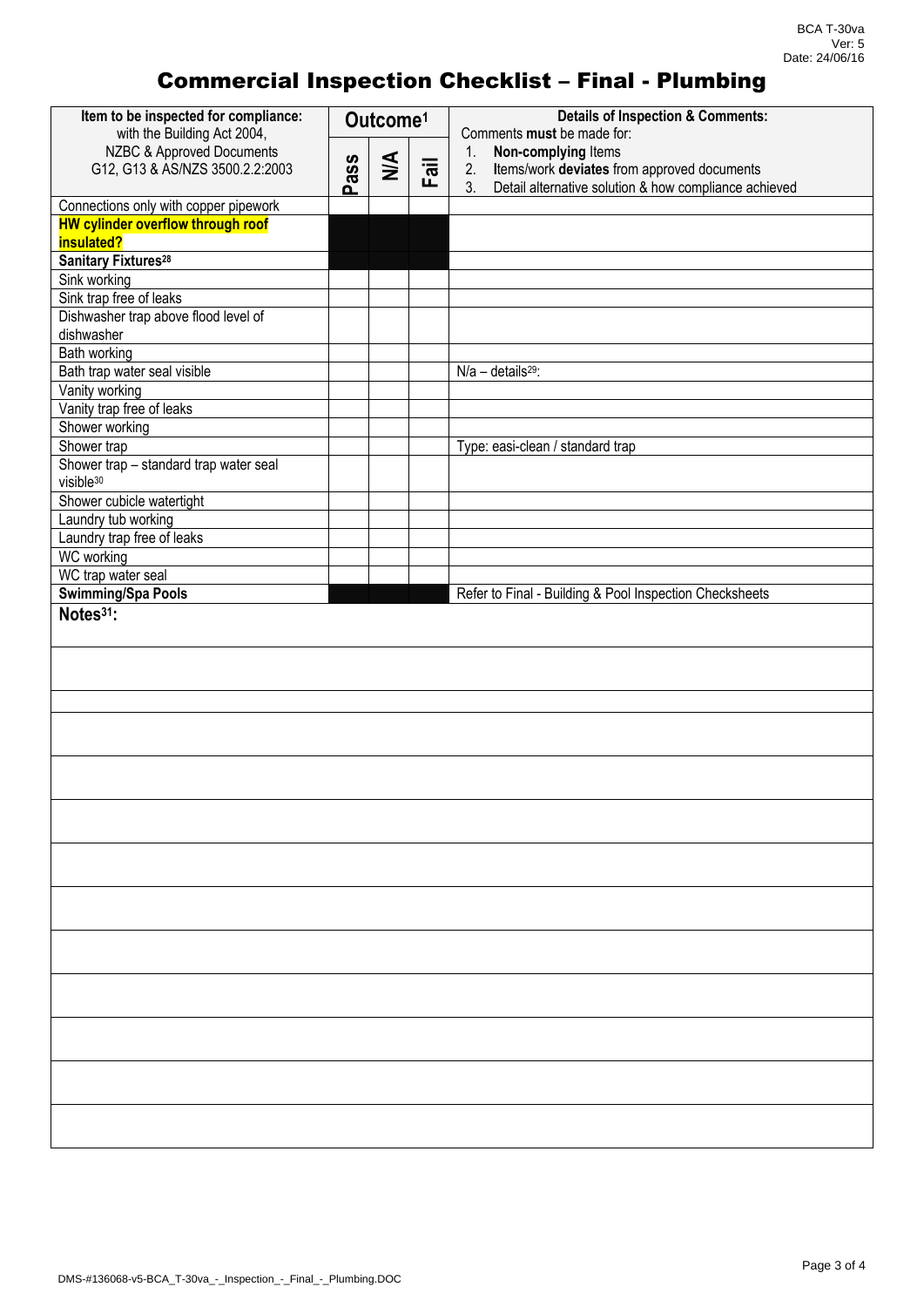# Commercial Inspection Checklist – Final - Plumbing

| Item to be inspected for compliance: with the Building Act 2004, NZBC & Approved Documents G12, G13 & AS/NZS 3500.2.2:2003 | Outcome[1] | | | Details of Inspection & Comments: Comments **must** be made for: 1. **Non-complying** Items 2. Items/work **deviates** from approved documents 3. Detail alternative solution & how compliance achieved |
|---|---|---|---|---|
| | Pass | N/A | Fail | |
| Connections only with copper pipework | | | | |
| **HW cylinder overflow through roof insulated?** | | | | |
| **Sanitary Fixtures[28]** | | | | |
| Sink working | | | | |
| Sink trap free of leaks | | | | |
| Dishwasher trap above flood level of dishwasher | | | | |
| Bath working | | | | |
| Bath trap water seal visible | | | | N/a – details[29]: |
| Vanity working | | | | |
| Vanity trap free of leaks | | | | |
| Shower working | | | | |
| Shower trap | | | | Type: easi-clean / standard trap |
| Shower trap – standard trap water seal visible[30] | | | | |
| Shower cubicle watertight | | | | |
| Laundry tub working | | | | |
| Laundry trap free of leaks | | | | |
| WC working | | | | |
| WC trap water seal | | | | |
| **Swimming/Spa Pools** | | | | Refer to Final - Building & Pool Inspection Checksheets |

**Notes[31]:**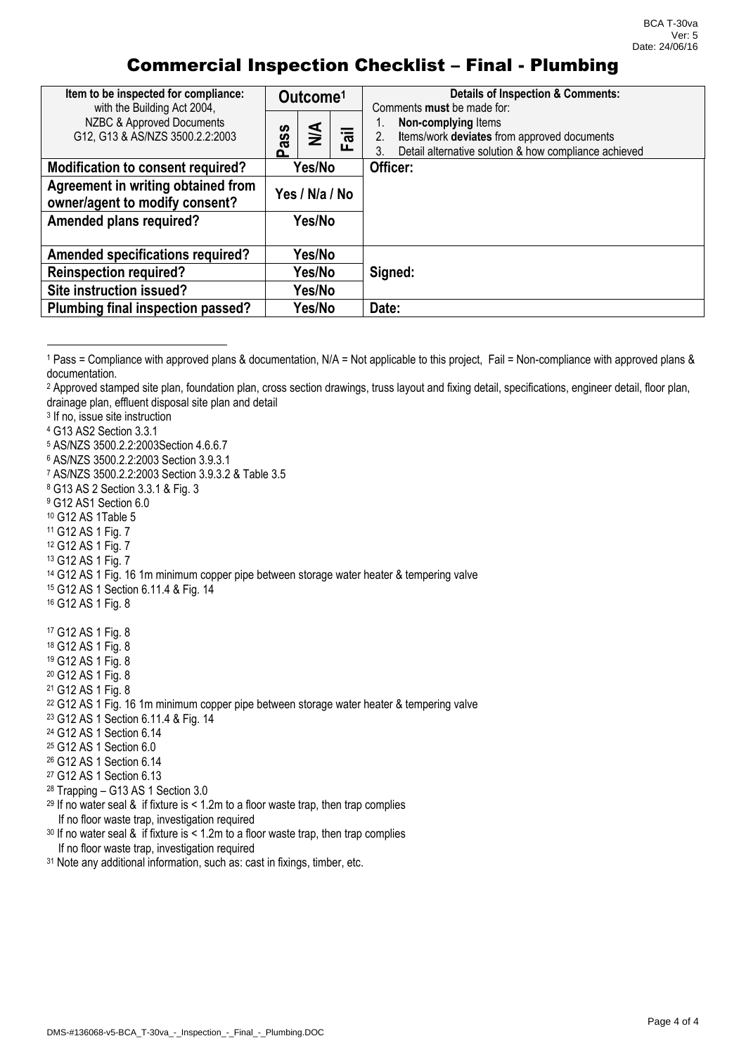# Commercial Inspection Checklist – Final - Plumbing

| Item to be inspected for compliance: with the Building Act 2004, NZBC & Approved Documents G12, G13 & AS/NZS 3500.2.2:2003 | Outcome[1] | | | Details of Inspection & Comments: Comments **must** be made for: 1. **Non-complying** Items 2. **I**tems/work **deviates** from approved documents 3. Detail alternative solution & how compliance achieved |
|---|---|---|---|---|
| | Pass | N/A | Fail | |
| **Modification to consent required?** | **Yes/No** | | | **Officer:** |
| **Agreement in writing obtained from owner/agent to modify consent?** | **Yes / N/a / No** | | | |
| **Amended plans required?** | **Yes/No** | | | |
| **Amended specifications required?** | **Yes/No** | | | **Signed:** |
| **Reinspection required?** | **Yes/No** | | | |
| **Site instruction issued?** | **Yes/No** | | | |
| **Plumbing final inspection passed?** | **Yes/No** | | | **Date:** |

[1] Pass = Compliance with approved plans & documentation, N/A = Not applicable to this project, Fail = Non-compliance with approved plans & documentation.

[2] Approved stamped site plan, foundation plan, cross section drawings, truss layout and fixing detail, specifications, engineer detail, floor plan, drainage plan, effluent disposal site plan and detail

[3] If no, issue site instruction

[4] G13 AS2 Section 3.3.1

[5] AS/NZS 3500.2.2:2003Section 4.6.6.7

[6] AS/NZS 3500.2.2:2003 Section 3.9.3.1

[7] AS/NZS 3500.2.2:2003 Section 3.9.3.2 & Table 3.5

[8] G13 AS 2 Section 3.3.1 & Fig. 3

[9] G12 AS1 Section 6.0

[10] G12 AS 1Table 5

[11] G12 AS 1 Fig. 7

[12] G12 AS 1 Fig. 7

[13] G12 AS 1 Fig. 7

[14] G12 AS 1 Fig. 16 1m minimum copper pipe between storage water heater & tempering valve

[15] G12 AS 1 Section 6.11.4 & Fig. 14

[16] G12 AS 1 Fig. 8

[17] G12 AS 1 Fig. 8

[18] G12 AS 1 Fig. 8

[19] G12 AS 1 Fig. 8

[20] G12 AS 1 Fig. 8

[21] G12 AS 1 Fig. 8

[22] G12 AS 1 Fig. 16 1m minimum copper pipe between storage water heater & tempering valve

[23] G12 AS 1 Section 6.11.4 & Fig. 14

[24] G12 AS 1 Section 6.14

[25] G12 AS 1 Section 6.0

[26] G12 AS 1 Section 6.14

[27] G12 AS 1 Section 6.13

[28] Trapping – G13 AS 1 Section 3.0

[29] If no water seal & if fixture is < 1.2m to a floor waste trap, then trap complies
If no floor waste trap, investigation required

[30] If no water seal & if fixture is < 1.2m to a floor waste trap, then trap complies
If no floor waste trap, investigation required

[31] Note any additional information, such as: cast in fixings, timber, etc.